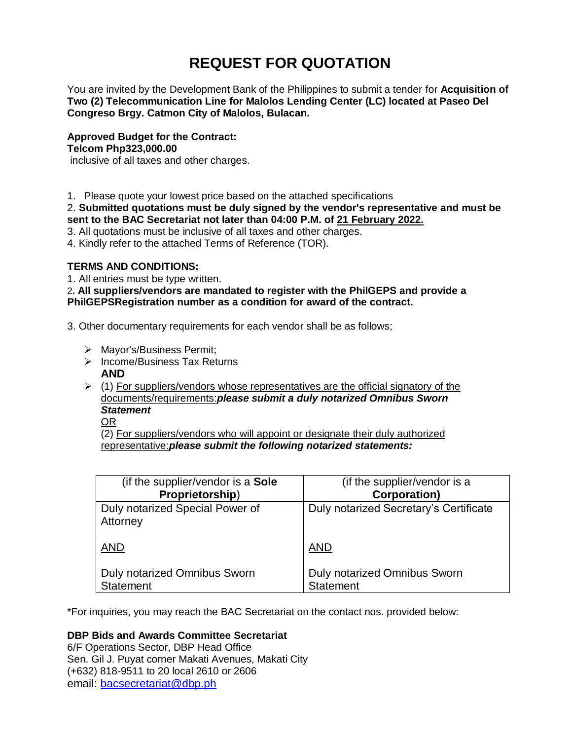# REQUEST FOR QUOTATION

You are invited by the Development Bank of the Philippines to submit a tender for **Acquisition of Two (2) Telecommunication Line for Malolos Lending Center (LC) located at Paseo Del Congreso Brgy. Catmon City of Malolos, Bulacan.**

**Approved Budget for the Contract:**
**Telcom Php323,000.00**
inclusive of all taxes and other charges.

1. Please quote your lowest price based on the attached specifications
2. **Submitted quotations must be duly signed by the vendor's representative and must be sent to the BAC Secretariat not later than 04:00 P.M. of <u>21 February 2022.</u>**
3. All quotations must be inclusive of all taxes and other charges.
4. Kindly refer to the attached Terms of Reference (TOR).

**TERMS AND CONDITIONS:**

1. All entries must be type written.
2. **All suppliers/vendors are mandated to register with the PhilGEPS and provide a PhilGEPSRegistration number as a condition for award of the contract.**

3. Other documentary requirements for each vendor shall be as follows;

- Mayor's/Business Permit;
- Income/Business Tax Returns
  **AND**
- (1) <u>For suppliers/vendors whose representatives are the official signatory of the documents/requirements:</u>***please submit a duly notarized Omnibus Sworn Statement***
  <u>OR</u>
  (2) <u>For suppliers/vendors who will appoint or designate their duly authorized representative:</u>***please submit the following notarized statements:***

| (if the supplier/vendor is a **Sole Proprietorship**) | (if the supplier/vendor is a **Corporation)** |
|---|---|
| Duly notarized Special Power of Attorney<br><br><u>AND</u><br><br>Duly notarized Omnibus Sworn Statement | Duly notarized Secretary's Certificate<br><br><u>AND</u><br><br>Duly notarized Omnibus Sworn Statement |

*For inquiries, you may reach the BAC Secretariat on the contact nos. provided below:

**DBP Bids and Awards Committee Secretariat**
6/F Operations Sector, DBP Head Office
Sen. Gil J. Puyat corner Makati Avenues, Makati City
(+632) 818-9511 to 20 local 2610 or 2606
email: bacsecretariat@dbp.ph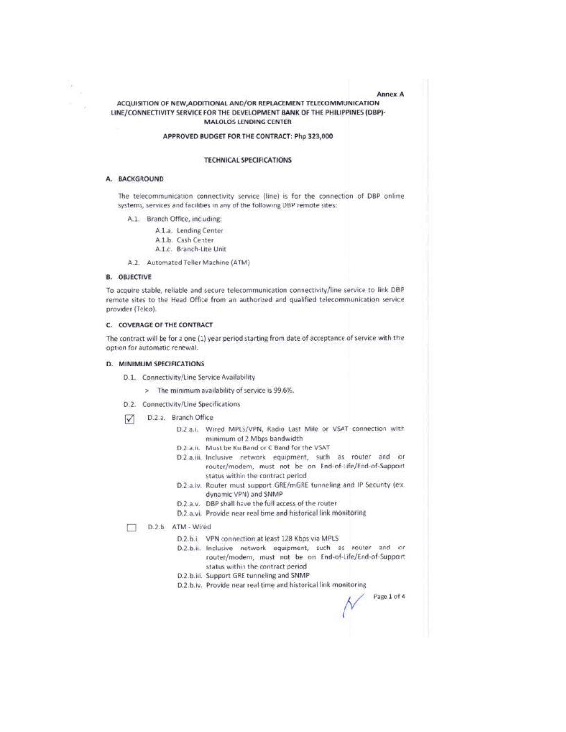Annex A

# ACQUISITION OF NEW, ADDITIONAL AND/OR REPLACEMENT TELECOMMUNICATION LINE/CONNECTIVITY SERVICE FOR THE DEVELOPMENT BANK OF THE PHILIPPINES (DBP)-MALOLOS LENDING CENTER

**APPROVED BUDGET FOR THE CONTRACT: Php 323,000**

## TECHNICAL SPECIFICATIONS

### A. BACKGROUND

The telecommunication connectivity service (line) is for the connection of DBP online systems, services and facilities in any of the following DBP remote sites:

- A.1. Branch Office, including:
  - A.1.a. Lending Center
  - A.1.b. Cash Center
  - A.1.c. Branch-Lite Unit
- A.2. Automated Teller Machine (ATM)

### B. OBJECTIVE

To acquire stable, reliable and secure telecommunication connectivity/line service to link DBP remote sites to the Head Office from an authorized and qualified telecommunication service provider (Telco).

### C. COVERAGE OF THE CONTRACT

The contract will be for a one (1) year period starting from date of acceptance of service with the option for automatic renewal.

### D. MINIMUM SPECIFICATIONS

- D.1. Connectivity/Line Service Availability
  - > The minimum availability of service is 99.6%.
- D.2. Connectivity/Line Specifications

☑ D.2.a. Branch Office

- D.2.a.i. Wired MPLS/VPN, Radio Last Mile or VSAT connection with minimum of 2 Mbps bandwidth
- D.2.a.ii. Must be Ku Band or C Band for the VSAT
- D.2.a.iii. Inclusive network equipment, such as router and or router/modem, must not be on End-of-Life/End-of-Support status within the contract period
- D.2.a.iv. Router must support GRE/mGRE tunneling and IP Security (ex. dynamic VPN) and SNMP
- D.2.a.v. DBP shall have the full access of the router
- D.2.a.vi. Provide near real time and historical link monitoring

☐ D.2.b. ATM - Wired

- D.2.b.i. VPN connection at least 128 Kbps via MPLS
- D.2.b.ii. Inclusive network equipment, such as router and or router/modem, must not be on End-of-Life/End-of-Support status within the contract period
- D.2.b.iii. Support GRE tunneling and SNMP
- D.2.b.iv. Provide near real time and historical link monitoring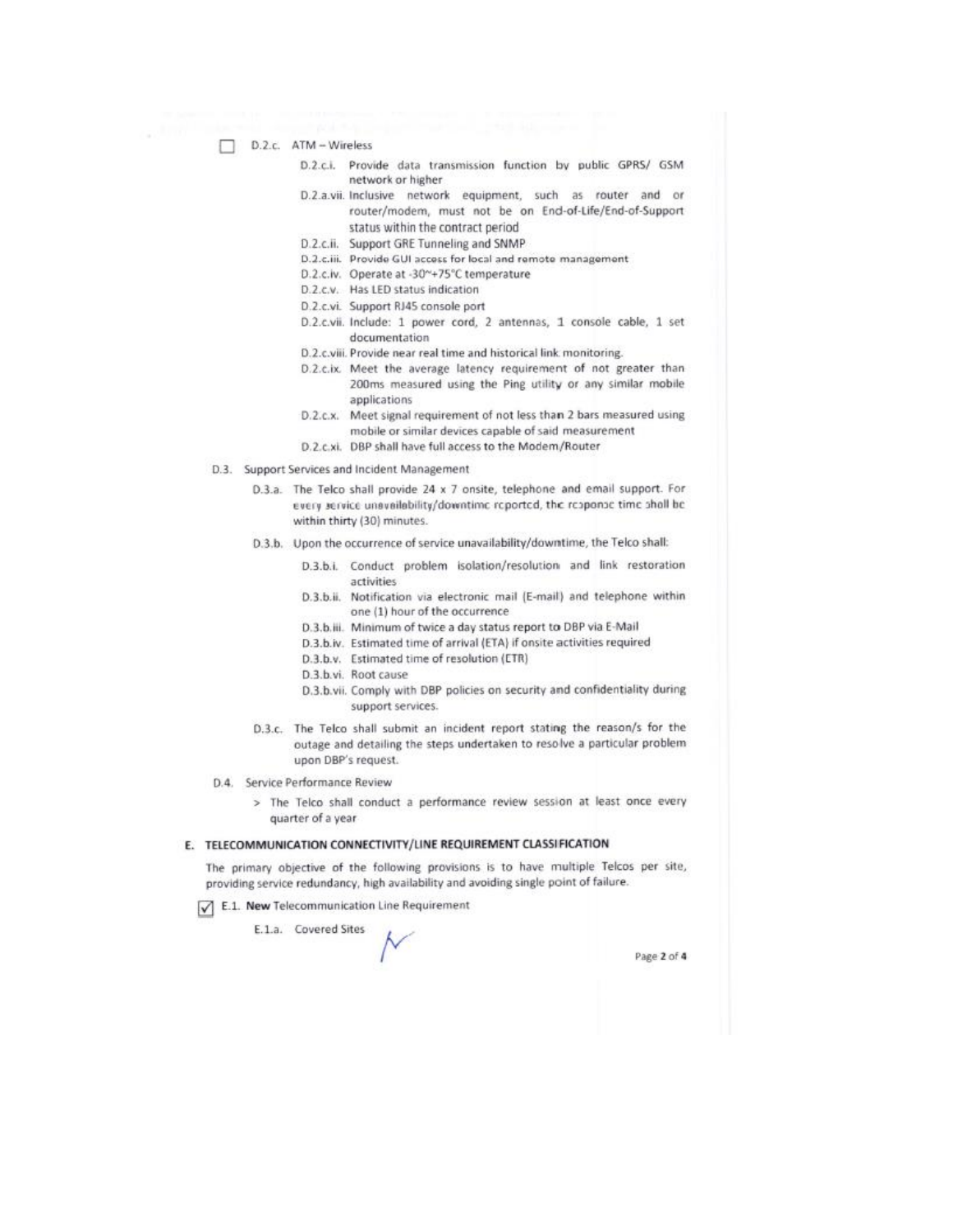☐ D.2.c. ATM – Wireless

- D.2.c.i. Provide data transmission function by public GPRS/ GSM network or higher
- D.2.a.vii. Inclusive network equipment, such as router and or router/modem, must not be on End-of-Life/End-of-Support status within the contract period
- D.2.c.ii. Support GRE Tunneling and SNMP
- D.2.c.iii. Provide GUI access for local and remote management
- D.2.c.iv. Operate at -30~+75°C temperature
- D.2.c.v. Has LED status indication
- D.2.c.vi. Support RJ45 console port
- D.2.c.vii. Include: 1 power cord, 2 antennas, 1 console cable, 1 set documentation
- D.2.c.viii. Provide near real time and historical link monitoring.
- D.2.c.ix. Meet the average latency requirement of not greater than 200ms measured using the Ping utility or any similar mobile applications
- D.2.c.x. Meet signal requirement of not less than 2 bars measured using mobile or similar devices capable of said measurement
- D.2.c.xi. DBP shall have full access to the Modem/Router

D.3. Support Services and Incident Management

- D.3.a. The Telco shall provide 24 x 7 onsite, telephone and email support. For every service unavailability/downtime reported, the response time shall be within thirty (30) minutes.
- D.3.b. Upon the occurrence of service unavailability/downtime, the Telco shall:
  - D.3.b.i. Conduct problem isolation/resolution and link restoration activities
  - D.3.b.ii. Notification via electronic mail (E-mail) and telephone within one (1) hour of the occurrence
  - D.3.b.iii. Minimum of twice a day status report to DBP via E-Mail
  - D.3.b.iv. Estimated time of arrival (ETA) if onsite activities required
  - D.3.b.v. Estimated time of resolution (ETR)
  - D.3.b.vi. Root cause
  - D.3.b.vii. Comply with DBP policies on security and confidentiality during support services.
- D.3.c. The Telco shall submit an incident report stating the reason/s for the outage and detailing the steps undertaken to resolve a particular problem upon DBP's request.

D.4. Service Performance Review

> The Telco shall conduct a performance review session at least once every quarter of a year

## E. TELECOMMUNICATION CONNECTIVITY/LINE REQUIREMENT CLASSIFICATION

The primary objective of the following provisions is to have multiple Telcos per site, providing service redundancy, high availability and avoiding single point of failure.

☑ E.1. **New** Telecommunication Line Requirement

E.1.a. Covered Sites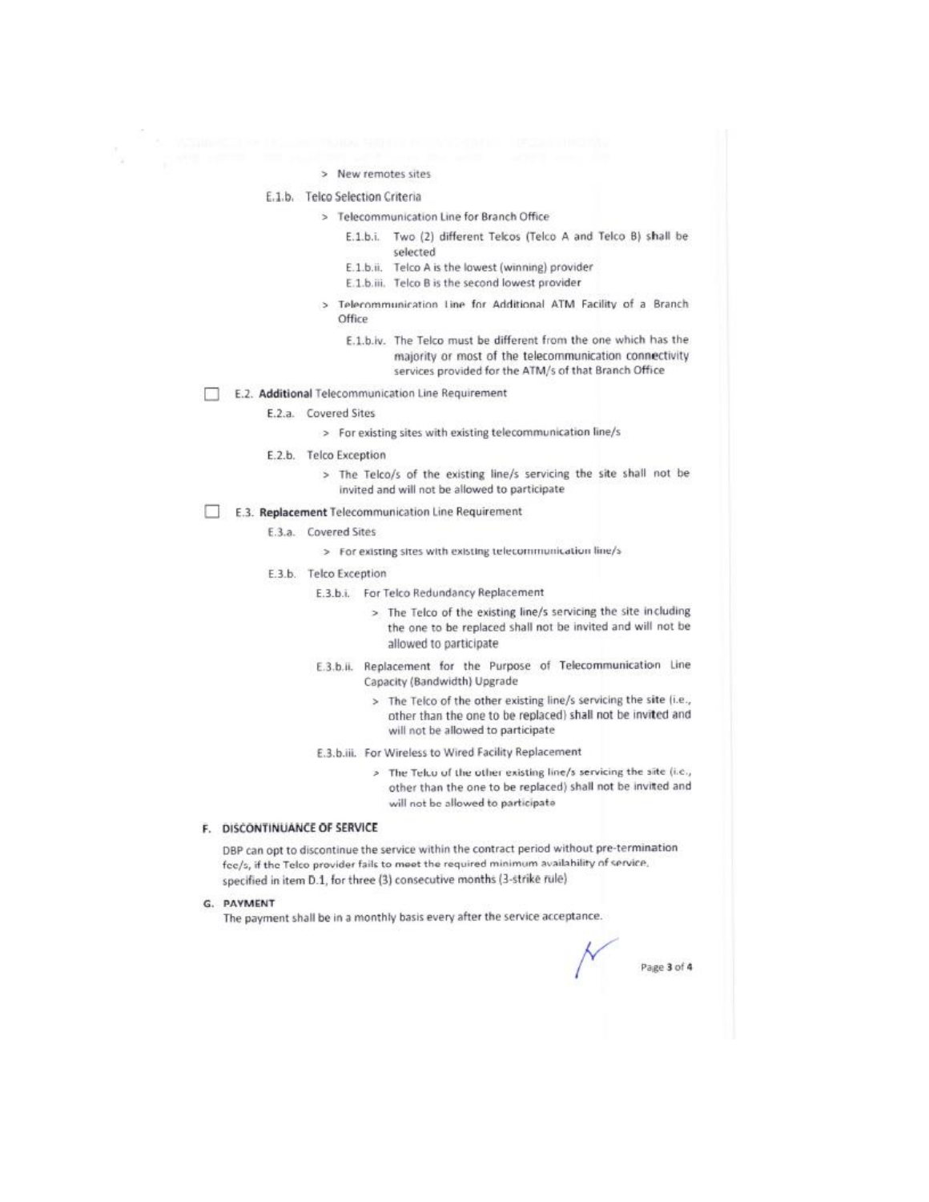> New remotes sites

E.1.b. Telco Selection Criteria

> Telecommunication Line for Branch Office

E.1.b.i. Two (2) different Telcos (Telco A and Telco B) shall be selected

E.1.b.ii. Telco A is the lowest (winning) provider

E.1.b.iii. Telco B is the second lowest provider

> Telecommunication Line for Additional ATM Facility of a Branch Office

E.1.b.iv. The Telco must be different from the one which has the majority or most of the telecommunication connectivity services provided for the ATM/s of that Branch Office

☐ E.2. **Additional** Telecommunication Line Requirement

E.2.a. Covered Sites

> For existing sites with existing telecommunication line/s

E.2.b. Telco Exception

> The Telco/s of the existing line/s servicing the site shall not be invited and will not be allowed to participate

☐ E.3. **Replacement** Telecommunication Line Requirement

E.3.a. Covered Sites

> For existing sites with existing telecommunication line/s

E.3.b. Telco Exception

E.3.b.i. For Telco Redundancy Replacement

> The Telco of the existing line/s servicing the site including the one to be replaced shall not be invited and will not be allowed to participate

E.3.b.ii. Replacement for the Purpose of Telecommunication Line Capacity (Bandwidth) Upgrade

> The Telco of the other existing line/s servicing the site (i.e., other than the one to be replaced) shall not be invited and will not be allowed to participate

E.3.b.iii. For Wireless to Wired Facility Replacement

> The Telco of the other existing line/s servicing the site (i.e., other than the one to be replaced) shall not be invited and will not be allowed to participate

## F. DISCONTINUANCE OF SERVICE

DBP can opt to discontinue the service within the contract period without pre-termination fee/s, if the Telco provider fails to meet the required minimum availability of service, specified in item D.1, for three (3) consecutive months (3-strike rule)

## G. PAYMENT

The payment shall be in a monthly basis every after the service acceptance.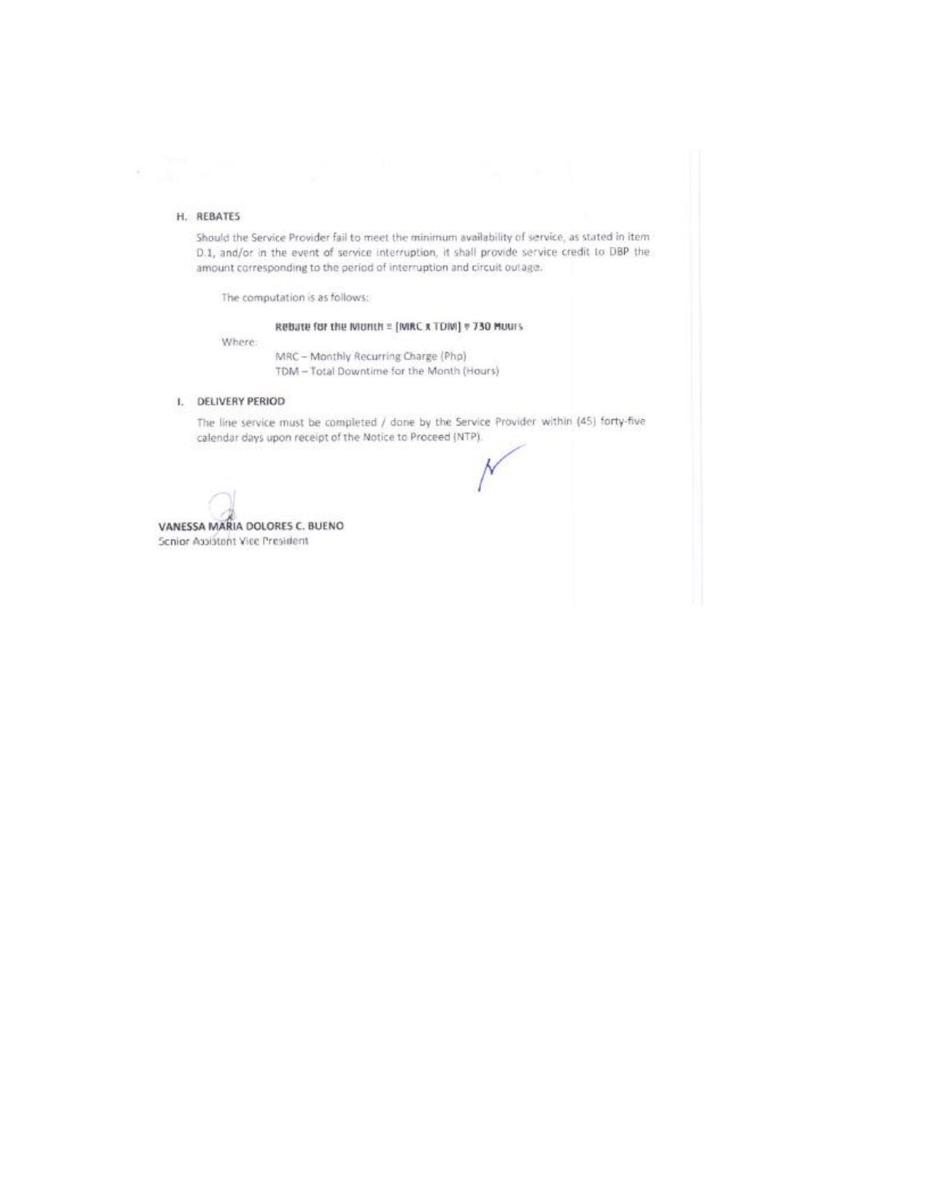## H. REBATES

Should the Service Provider fail to meet the minimum availability of service, as stated in item D.1, and/or in the event of service interruption, it shall provide service credit to DBP the amount corresponding to the period of interruption and circuit outage.

The computation is as follows:

**Rebate for the Month = [MRC x TDM] ÷ 730 Hours**

Where:

MRC – Monthly Recurring Charge (Php)
TDM – Total Downtime for the Month (Hours)

## I. DELIVERY PERIOD

The line service must be completed / done by the Service Provider within (45) forty-five calendar days upon receipt of the Notice to Proceed (NTP).

**VANESSA MARIA DOLORES C. BUENO**
Senior Assistant Vice President